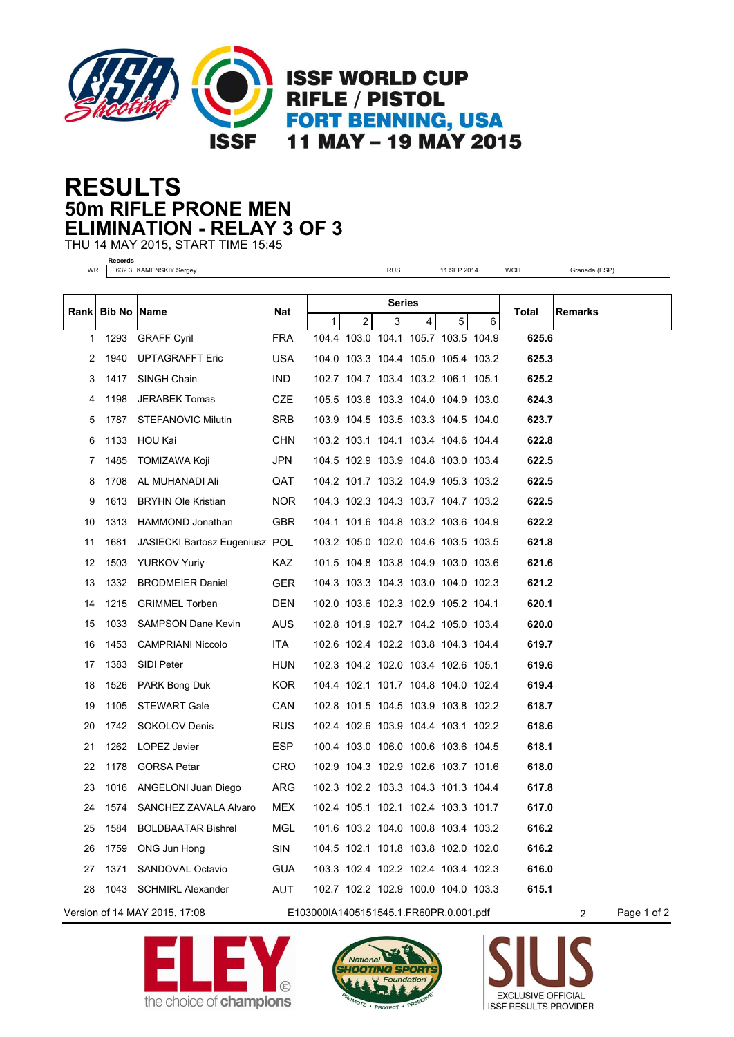ISSF WORLD CUP
RIFLE / PISTOL
FORT BENNING, USA
11 MAY – 19 MAY 2015

# RESULTS
## 50m RIFLE PRONE MEN
## ELIMINATION - RELAY 3 OF 3

THU 14 MAY 2015, START TIME 15:45

| Records | | | | | |
|---|---|---|---|---|---|
| WR | 632.3 KAMENSKIY Sergey | RUS | 11 SEP 2014 | WCH | Granada (ESP) |

| Rank | Bib No | Name | Nat | Series 1 | 2 | 3 | 4 | 5 | 6 | Total | Remarks |
|---|---|---|---|---|---|---|---|---|---|---|---|
| 1 | 1293 | GRAFF Cyril | FRA | 104.4 | 103.0 | 104.1 | 105.7 | 103.5 | 104.9 | **625.6** | |
| 2 | 1940 | UPTAGRAFFT Eric | USA | 104.0 | 103.3 | 104.4 | 105.0 | 105.4 | 103.2 | **625.3** | |
| 3 | 1417 | SINGH Chain | IND | 102.7 | 104.7 | 103.4 | 103.2 | 106.1 | 105.1 | **625.2** | |
| 4 | 1198 | JERABEK Tomas | CZE | 105.5 | 103.6 | 103.3 | 104.0 | 104.9 | 103.0 | **624.3** | |
| 5 | 1787 | STEFANOVIC Milutin | SRB | 103.9 | 104.5 | 103.5 | 103.3 | 104.5 | 104.0 | **623.7** | |
| 6 | 1133 | HOU Kai | CHN | 103.2 | 103.1 | 104.1 | 103.4 | 104.6 | 104.4 | **622.8** | |
| 7 | 1485 | TOMIZAWA Koji | JPN | 104.5 | 102.9 | 103.9 | 104.8 | 103.0 | 103.4 | **622.5** | |
| 8 | 1708 | AL MUHANADI Ali | QAT | 104.2 | 101.7 | 103.2 | 104.9 | 105.3 | 103.2 | **622.5** | |
| 9 | 1613 | BRYHN Ole Kristian | NOR | 104.3 | 102.3 | 104.3 | 103.7 | 104.7 | 103.2 | **622.5** | |
| 10 | 1313 | HAMMOND Jonathan | GBR | 104.1 | 101.6 | 104.8 | 103.2 | 103.6 | 104.9 | **622.2** | |
| 11 | 1681 | JASIECKI Bartosz Eugeniusz | POL | 103.2 | 105.0 | 102.0 | 104.6 | 103.5 | 103.5 | **621.8** | |
| 12 | 1503 | YURKOV Yuriy | KAZ | 101.5 | 104.8 | 103.8 | 104.9 | 103.0 | 103.6 | **621.6** | |
| 13 | 1332 | BRODMEIER Daniel | GER | 104.3 | 103.3 | 104.3 | 103.0 | 104.0 | 102.3 | **621.2** | |
| 14 | 1215 | GRIMMEL Torben | DEN | 102.0 | 103.6 | 102.3 | 102.9 | 105.2 | 104.1 | **620.1** | |
| 15 | 1033 | SAMPSON Dane Kevin | AUS | 102.8 | 101.9 | 102.7 | 104.2 | 105.0 | 103.4 | **620.0** | |
| 16 | 1453 | CAMPRIANI Niccolo | ITA | 102.6 | 102.4 | 102.2 | 103.8 | 104.3 | 104.4 | **619.7** | |
| 17 | 1383 | SIDI Peter | HUN | 102.3 | 104.2 | 102.0 | 103.4 | 102.6 | 105.1 | **619.6** | |
| 18 | 1526 | PARK Bong Duk | KOR | 104.4 | 102.1 | 101.7 | 104.8 | 104.0 | 102.4 | **619.4** | |
| 19 | 1105 | STEWART Gale | CAN | 102.8 | 101.5 | 104.5 | 103.9 | 103.8 | 102.2 | **618.7** | |
| 20 | 1742 | SOKOLOV Denis | RUS | 102.4 | 102.6 | 103.9 | 104.4 | 103.1 | 102.2 | **618.6** | |
| 21 | 1262 | LOPEZ Javier | ESP | 100.4 | 103.0 | 106.0 | 100.6 | 103.6 | 104.5 | **618.1** | |
| 22 | 1178 | GORSA Petar | CRO | 102.9 | 104.3 | 102.9 | 102.6 | 103.7 | 101.6 | **618.0** | |
| 23 | 1016 | ANGELONI Juan Diego | ARG | 102.3 | 102.2 | 103.3 | 104.3 | 101.3 | 104.4 | **617.8** | |
| 24 | 1574 | SANCHEZ ZAVALA Alvaro | MEX | 102.4 | 105.1 | 102.1 | 102.4 | 103.3 | 101.7 | **617.0** | |
| 25 | 1584 | BOLDBAATAR Bishrel | MGL | 101.6 | 103.2 | 104.0 | 100.8 | 103.4 | 103.2 | **616.2** | |
| 26 | 1759 | ONG Jun Hong | SIN | 104.5 | 102.1 | 101.8 | 103.8 | 102.0 | 102.0 | **616.2** | |
| 27 | 1371 | SANDOVAL Octavio | GUA | 103.3 | 102.4 | 102.2 | 102.4 | 103.4 | 102.3 | **616.0** | |
| 28 | 1043 | SCHMIRL Alexander | AUT | 102.7 | 102.2 | 102.9 | 100.0 | 104.0 | 103.3 | **615.1** | |

Version of 14 MAY 2015, 17:08 E103000IA1405151545.1.FR60PR.0.001.pdf

ELEY the choice of champions — National Shooting Sports Foundation — SIUS EXCLUSIVE OFFICIAL ISSF RESULTS PROVIDER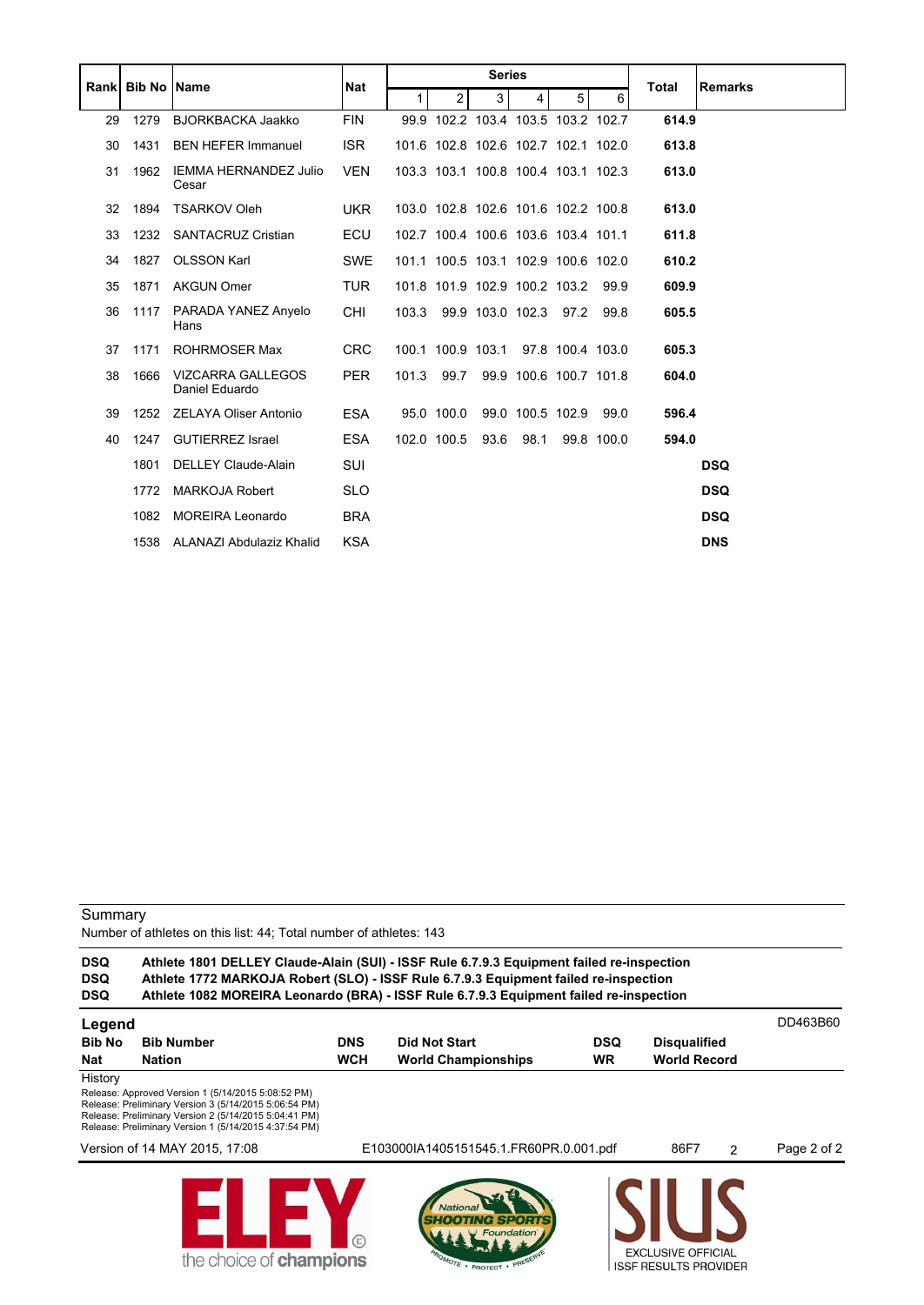| Rank | Bib No | Name | Nat | Series | | | | | | Total | Remarks |
|---|---|---|---|---|---|---|---|---|---|---|---|
| | | | | 1 | 2 | 3 | 4 | 5 | 6 | | |
| 29 | 1279 | BJORKBACKA Jaakko | FIN | 99.9 | 102.2 | 103.4 | 103.5 | 103.2 | 102.7 | **614.9** | |
| 30 | 1431 | BEN HEFER Immanuel | ISR | 101.6 | 102.8 | 102.6 | 102.7 | 102.1 | 102.0 | **613.8** | |
| 31 | 1962 | IEMMA HERNANDEZ Julio Cesar | VEN | 103.3 | 103.1 | 100.8 | 100.4 | 103.1 | 102.3 | **613.0** | |
| 32 | 1894 | TSARKOV Oleh | UKR | 103.0 | 102.8 | 102.6 | 101.6 | 102.2 | 100.8 | **613.0** | |
| 33 | 1232 | SANTACRUZ Cristian | ECU | 102.7 | 100.4 | 100.6 | 103.6 | 103.4 | 101.1 | **611.8** | |
| 34 | 1827 | OLSSON Karl | SWE | 101.1 | 100.5 | 103.1 | 102.9 | 100.6 | 102.0 | **610.2** | |
| 35 | 1871 | AKGUN Omer | TUR | 101.8 | 101.9 | 102.9 | 100.2 | 103.2 | 99.9 | **609.9** | |
| 36 | 1117 | PARADA YANEZ Anyelo Hans | CHI | 103.3 | 99.9 | 103.0 | 102.3 | 97.2 | 99.8 | **605.5** | |
| 37 | 1171 | ROHRMOSER Max | CRC | 100.1 | 100.9 | 103.1 | 97.8 | 100.4 | 103.0 | **605.3** | |
| 38 | 1666 | VIZCARRA GALLEGOS Daniel Eduardo | PER | 101.3 | 99.7 | 99.9 | 100.6 | 100.7 | 101.8 | **604.0** | |
| 39 | 1252 | ZELAYA Oliser Antonio | ESA | 95.0 | 100.0 | 99.0 | 100.5 | 102.9 | 99.0 | **596.4** | |
| 40 | 1247 | GUTIERREZ Israel | ESA | 102.0 | 100.5 | 93.6 | 98.1 | 99.8 | 100.0 | **594.0** | |
| | 1801 | DELLEY Claude-Alain | SUI | | | | | | | | **DSQ** |
| | 1772 | MARKOJA Robert | SLO | | | | | | | | **DSQ** |
| | 1082 | MOREIRA Leonardo | BRA | | | | | | | | **DSQ** |
| | 1538 | ALANAZI Abdulaziz Khalid | KSA | | | | | | | | **DNS** |

Summary

Number of athletes on this list: 44; Total number of athletes: 143

**DSQ** **Athlete 1801 DELLEY Claude-Alain (SUI) - ISSF Rule 6.7.9.3 Equipment failed re-inspection**
**DSQ** **Athlete 1772 MARKOJA Robert (SLO) - ISSF Rule 6.7.9.3 Equipment failed re-inspection**
**DSQ** **Athlete 1082 MOREIRA Leonardo (BRA) - ISSF Rule 6.7.9.3 Equipment failed re-inspection**

**Legend** DD463B60

| | | | | | |
|---|---|---|---|---|---|
| **Bib No** | **Bib Number** | **DNS** | **Did Not Start** | **DSQ** | **Disqualified** |
| **Nat** | **Nation** | **WCH** | **World Championships** | **WR** | **World Record** |

History

Release: Approved Version 1 (5/14/2015 5:08:52 PM)
Release: Preliminary Version 3 (5/14/2015 5:06:54 PM)
Release: Preliminary Version 2 (5/14/2015 5:04:41 PM)
Release: Preliminary Version 1 (5/14/2015 4:37:54 PM)

Version of 14 MAY 2015, 17:08 E103000IA1405151545.1.FR60PR.0.001.pdf 86F7 2

ELEY the choice of champions

National SHOOTING SPORTS Foundation PROMOTE • PROTECT • PRESERVE

SIUS EXCLUSIVE OFFICIAL ISSF RESULTS PROVIDER